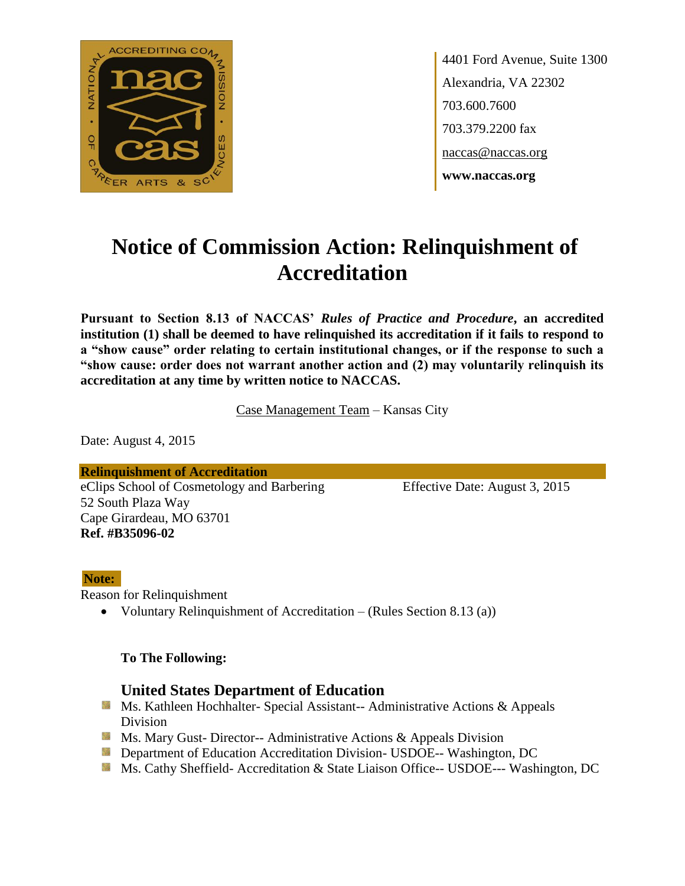4401 Ford Avenue, Suite 1300
Alexandria, VA 22302
703.600.7600
703.379.2200 fax
naccas@naccas.org
**www.naccas.org**

# Notice of Commission Action: Relinquishment of Accreditation

**Pursuant to Section 8.13 of NACCAS' *Rules of Practice and Procedure*, an accredited institution (1) shall be deemed to have relinquished its accreditation if it fails to respond to a "show cause" order relating to certain institutional changes, or if the response to such a "show cause: order does not warrant another action and (2) may voluntarily relinquish its accreditation at any time by written notice to NACCAS.**

Case Management Team – Kansas City

Date: August 4, 2015

**Relinquishment of Accreditation**

eClips School of Cosmetology and Barbering
52 South Plaza Way
Cape Girardeau, MO 63701
**Ref. #B35096-02**

Effective Date: August 3, 2015

**Note:**

Reason for Relinquishment

- Voluntary Relinquishment of Accreditation – (Rules Section 8.13 (a))

**To The Following:**

### United States Department of Education

- Ms. Kathleen Hochhalter- Special Assistant-- Administrative Actions & Appeals Division
- Ms. Mary Gust- Director-- Administrative Actions & Appeals Division
- Department of Education Accreditation Division- USDOE-- Washington, DC
- Ms. Cathy Sheffield- Accreditation & State Liaison Office-- USDOE--- Washington, DC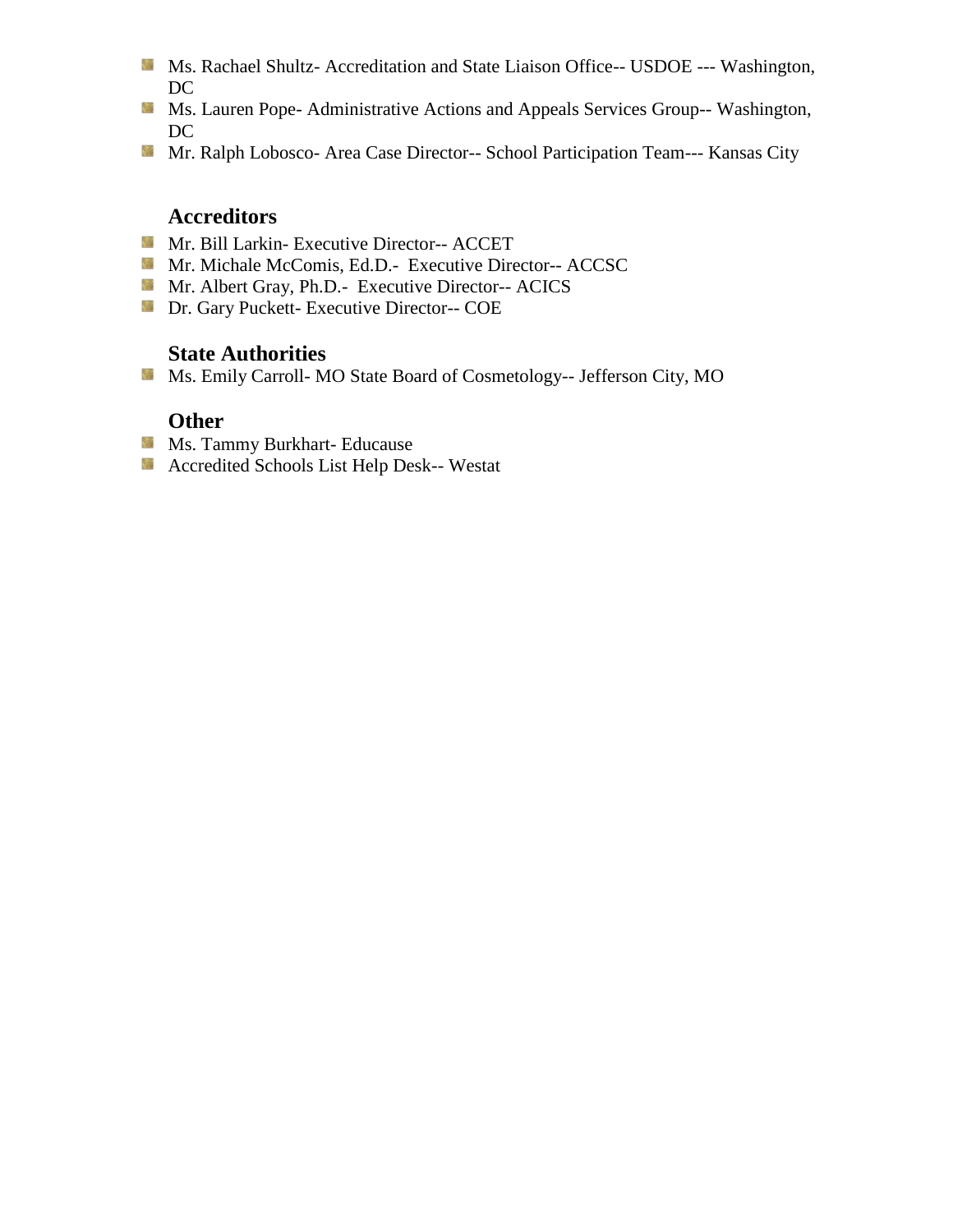- Ms. Rachael Shultz- Accreditation and State Liaison Office-- USDOE --- Washington, DC
- Ms. Lauren Pope- Administrative Actions and Appeals Services Group-- Washington, DC
- Mr. Ralph Lobosco- Area Case Director-- School Participation Team--- Kansas City

### Accreditors

- Mr. Bill Larkin- Executive Director-- ACCET
- Mr. Michale McComis, Ed.D.- Executive Director-- ACCSC
- Mr. Albert Gray, Ph.D.- Executive Director-- ACICS
- Dr. Gary Puckett- Executive Director-- COE

### State Authorities

- Ms. Emily Carroll- MO State Board of Cosmetology-- Jefferson City, MO

### Other

- Ms. Tammy Burkhart- Educause
- Accredited Schools List Help Desk-- Westat